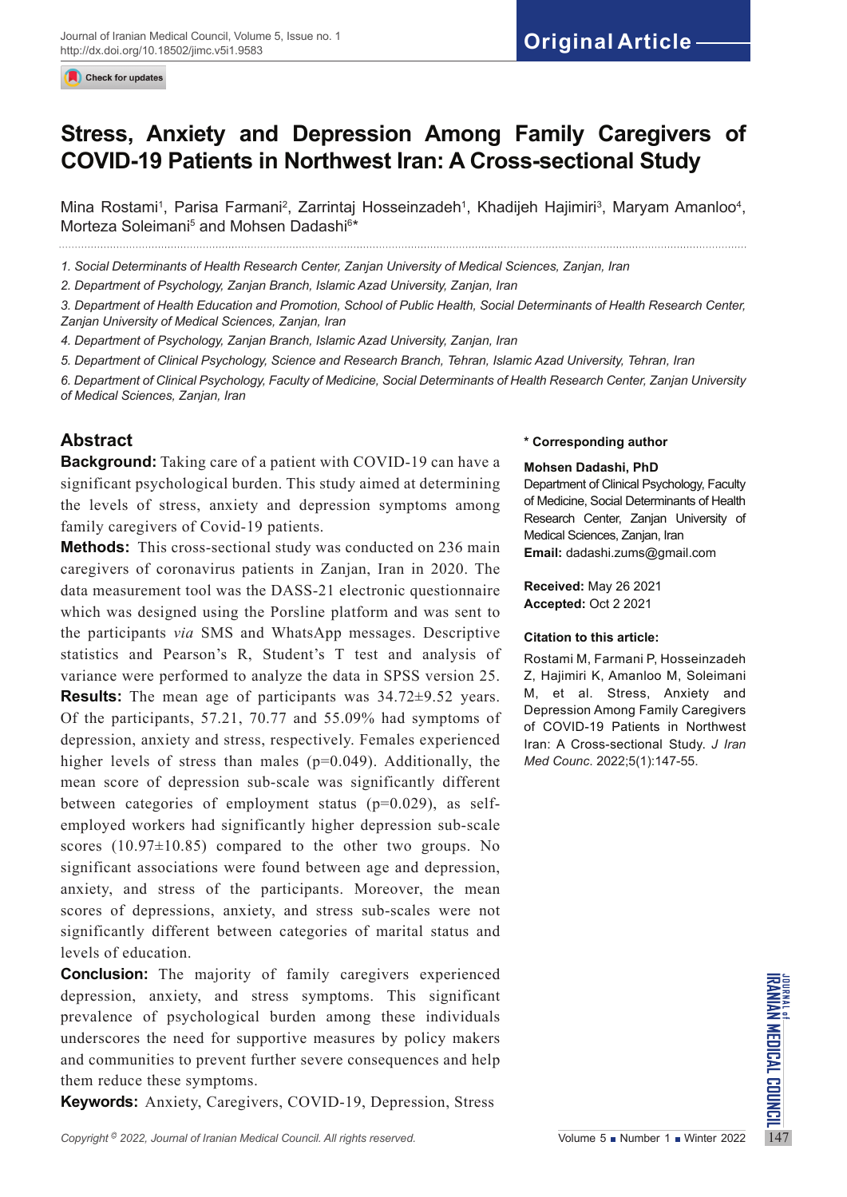Original Article

# Stress, Anxiety and Depression Among Family Caregivers of COVID-19 Patients in Northwest Iran: A Cross-sectional Study

Mina Rostami[1], Parisa Farmani[2], Zarrintaj Hosseinzadeh[1], Khadijeh Hajimiri[3], Maryam Amanloo[4], Morteza Soleimani[5] and Mohsen Dadashi[6]*

*1. Social Determinants of Health Research Center, Zanjan University of Medical Sciences, Zanjan, Iran*

*2. Department of Psychology, Zanjan Branch, Islamic Azad University, Zanjan, Iran*

*3. Department of Health Education and Promotion, School of Public Health, Social Determinants of Health Research Center, Zanjan University of Medical Sciences, Zanjan, Iran*

*4. Department of Psychology, Zanjan Branch, Islamic Azad University, Zanjan, Iran*

*5. Department of Clinical Psychology, Science and Research Branch, Tehran, Islamic Azad University, Tehran, Iran*

*6. Department of Clinical Psychology, Faculty of Medicine, Social Determinants of Health Research Center, Zanjan University of Medical Sciences, Zanjan, Iran*

## Abstract

**Background:** Taking care of a patient with COVID-19 can have a significant psychological burden. This study aimed at determining the levels of stress, anxiety and depression symptoms among family caregivers of Covid-19 patients.

**Methods:** This cross-sectional study was conducted on 236 main caregivers of coronavirus patients in Zanjan, Iran in 2020. The data measurement tool was the DASS-21 electronic questionnaire which was designed using the Porsline platform and was sent to the participants *via* SMS and WhatsApp messages. Descriptive statistics and Pearson's R, Student's T test and analysis of variance were performed to analyze the data in SPSS version 25.

**Results:** The mean age of participants was 34.72±9.52 years. Of the participants, 57.21, 70.77 and 55.09% had symptoms of depression, anxiety and stress, respectively. Females experienced higher levels of stress than males (p=0.049). Additionally, the mean score of depression sub-scale was significantly different between categories of employment status (p=0.029), as self-employed workers had significantly higher depression sub-scale scores (10.97±10.85) compared to the other two groups. No significant associations were found between age and depression, anxiety, and stress of the participants. Moreover, the mean scores of depressions, anxiety, and stress sub-scales were not significantly different between categories of marital status and levels of education.

**Conclusion:** The majority of family caregivers experienced depression, anxiety, and stress symptoms. This significant prevalence of psychological burden among these individuals underscores the need for supportive measures by policy makers and communities to prevent further severe consequences and help them reduce these symptoms.

**Keywords:** Anxiety, Caregivers, COVID-19, Depression, Stress

**\* Corresponding author**

**Mohsen Dadashi, PhD**
Department of Clinical Psychology, Faculty of Medicine, Social Determinants of Health Research Center, Zanjan University of Medical Sciences, Zanjan, Iran
**Email:** dadashi.zums@gmail.com

**Received:** May 26 2021
**Accepted:** Oct 2 2021

**Citation to this article:**

Rostami M, Farmani P, Hosseinzadeh Z, Hajimiri K, Amanloo M, Soleimani M, et al. Stress, Anxiety and Depression Among Family Caregivers of COVID-19 Patients in Northwest Iran: A Cross-sectional Study. *J Iran Med Counc*. 2022;5(1):147-55.

*Copyright © 2022, Journal of Iranian Medical Council. All rights reserved.*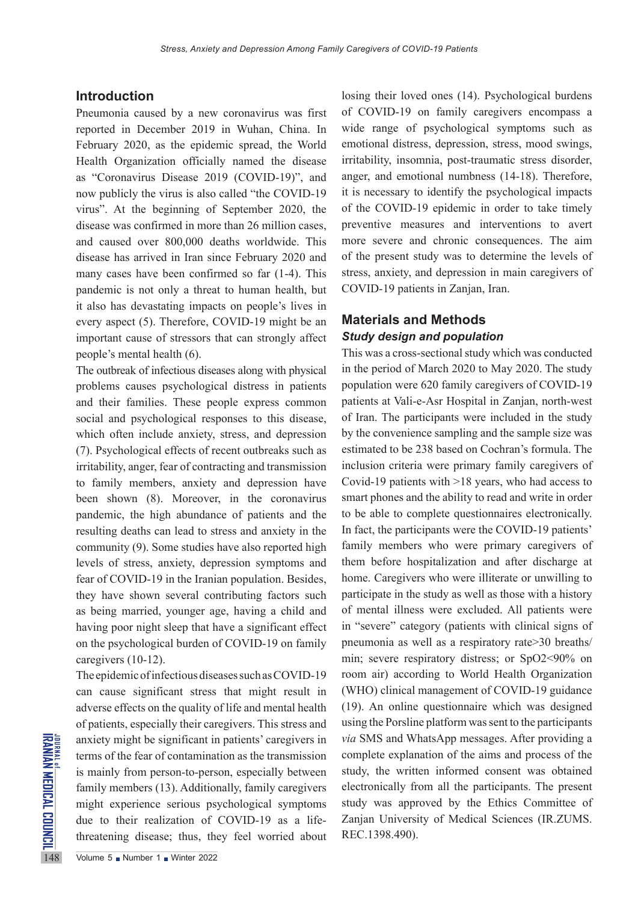## Introduction

Pneumonia caused by a new coronavirus was first reported in December 2019 in Wuhan, China. In February 2020, as the epidemic spread, the World Health Organization officially named the disease as "Coronavirus Disease 2019 (COVID-19)", and now publicly the virus is also called "the COVID-19 virus". At the beginning of September 2020, the disease was confirmed in more than 26 million cases, and caused over 800,000 deaths worldwide. This disease has arrived in Iran since February 2020 and many cases have been confirmed so far (1-4). This pandemic is not only a threat to human health, but it also has devastating impacts on people's lives in every aspect (5). Therefore, COVID-19 might be an important cause of stressors that can strongly affect people's mental health (6).

The outbreak of infectious diseases along with physical problems causes psychological distress in patients and their families. These people express common social and psychological responses to this disease, which often include anxiety, stress, and depression (7). Psychological effects of recent outbreaks such as irritability, anger, fear of contracting and transmission to family members, anxiety and depression have been shown (8). Moreover, in the coronavirus pandemic, the high abundance of patients and the resulting deaths can lead to stress and anxiety in the community (9). Some studies have also reported high levels of stress, anxiety, depression symptoms and fear of COVID-19 in the Iranian population. Besides, they have shown several contributing factors such as being married, younger age, having a child and having poor night sleep that have a significant effect on the psychological burden of COVID-19 on family caregivers (10-12).

The epidemic of infectious diseases such as COVID-19 can cause significant stress that might result in adverse effects on the quality of life and mental health of patients, especially their caregivers. This stress and anxiety might be significant in patients' caregivers in terms of the fear of contamination as the transmission is mainly from person-to-person, especially between family members (13). Additionally, family caregivers might experience serious psychological symptoms due to their realization of COVID-19 as a life-threatening disease; thus, they feel worried about losing their loved ones (14). Psychological burdens of COVID-19 on family caregivers encompass a wide range of psychological symptoms such as emotional distress, depression, stress, mood swings, irritability, insomnia, post-traumatic stress disorder, anger, and emotional numbness (14-18). Therefore, it is necessary to identify the psychological impacts of the COVID-19 epidemic in order to take timely preventive measures and interventions to avert more severe and chronic consequences. The aim of the present study was to determine the levels of stress, anxiety, and depression in main caregivers of COVID-19 patients in Zanjan, Iran.

## Materials and Methods

### *Study design and population*

This was a cross-sectional study which was conducted in the period of March 2020 to May 2020. The study population were 620 family caregivers of COVID-19 patients at Vali-e-Asr Hospital in Zanjan, north-west of Iran. The participants were included in the study by the convenience sampling and the sample size was estimated to be 238 based on Cochran's formula. The inclusion criteria were primary family caregivers of Covid-19 patients with >18 years, who had access to smart phones and the ability to read and write in order to be able to complete questionnaires electronically. In fact, the participants were the COVID-19 patients' family members who were primary caregivers of them before hospitalization and after discharge at home. Caregivers who were illiterate or unwilling to participate in the study as well as those with a history of mental illness were excluded. All patients were in "severe" category (patients with clinical signs of pneumonia as well as a respiratory rate>30 breaths/min; severe respiratory distress; or $SpO_2$<90% on room air) according to World Health Organization (WHO) clinical management of COVID-19 guidance (19). An online questionnaire which was designed using the Porsline platform was sent to the participants *via* SMS and WhatsApp messages. After providing a complete explanation of the aims and process of the study, the written informed consent was obtained electronically from all the participants. The present study was approved by the Ethics Committee of Zanjan University of Medical Sciences (IR.ZUMS.REC.1398.490).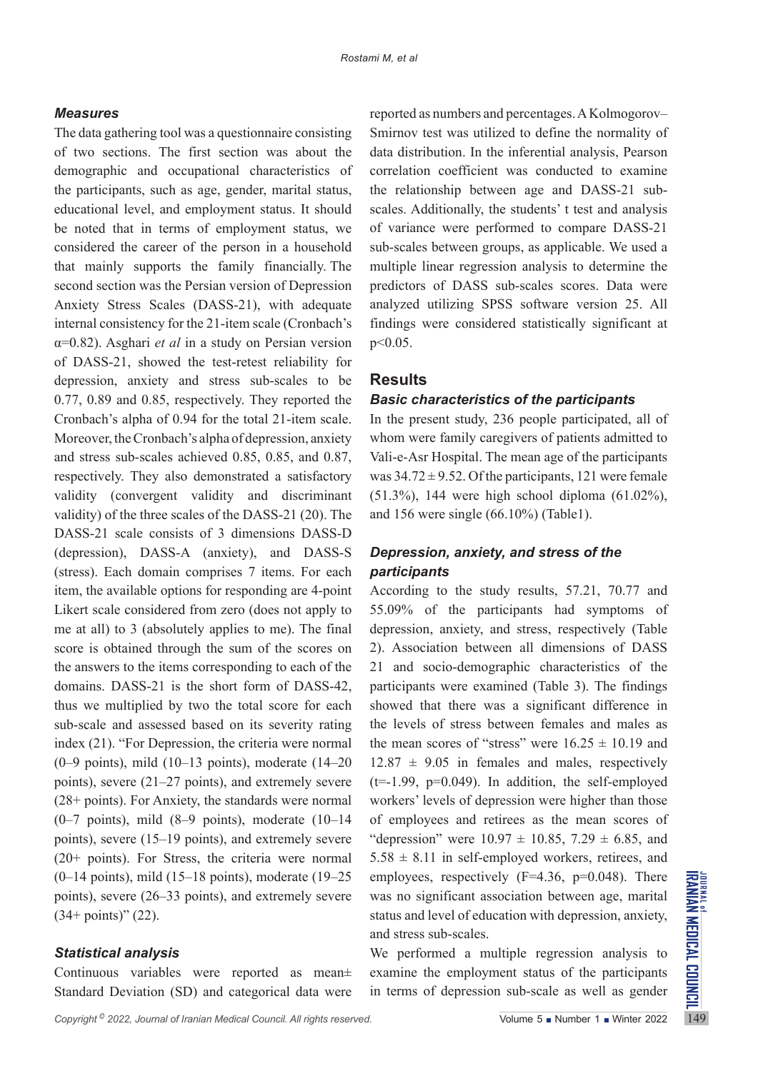### *Measures*

The data gathering tool was a questionnaire consisting of two sections. The first section was about the demographic and occupational characteristics of the participants, such as age, gender, marital status, educational level, and employment status. It should be noted that in terms of employment status, we considered the career of the person in a household that mainly supports the family financially. The second section was the Persian version of Depression Anxiety Stress Scales (DASS-21), with adequate internal consistency for the 21-item scale (Cronbach's $\alpha$=0.82). Asghari *et al* in a study on Persian version of DASS-21, showed the test-retest reliability for depression, anxiety and stress sub-scales to be 0.77, 0.89 and 0.85, respectively. They reported the Cronbach's alpha of 0.94 for the total 21-item scale. Moreover, the Cronbach's alpha of depression, anxiety and stress sub-scales achieved 0.85, 0.85, and 0.87, respectively. They also demonstrated a satisfactory validity (convergent validity and discriminant validity) of the three scales of the DASS-21 (20). The DASS-21 scale consists of 3 dimensions DASS-D (depression), DASS-A (anxiety), and DASS-S (stress). Each domain comprises 7 items. For each item, the available options for responding are 4-point Likert scale considered from zero (does not apply to me at all) to 3 (absolutely applies to me). The final score is obtained through the sum of the scores on the answers to the items corresponding to each of the domains. DASS-21 is the short form of DASS-42, thus we multiplied by two the total score for each sub-scale and assessed based on its severity rating index (21). "For Depression, the criteria were normal (0–9 points), mild (10–13 points), moderate (14–20 points), severe (21–27 points), and extremely severe (28+ points). For Anxiety, the standards were normal (0–7 points), mild (8–9 points), moderate (10–14 points), severe (15–19 points), and extremely severe (20+ points). For Stress, the criteria were normal (0–14 points), mild (15–18 points), moderate (19–25 points), severe (26–33 points), and extremely severe (34+ points)" (22).

### *Statistical analysis*

Continuous variables were reported as mean± Standard Deviation (SD) and categorical data were reported as numbers and percentages. A Kolmogorov–Smirnov test was utilized to define the normality of data distribution. In the inferential analysis, Pearson correlation coefficient was conducted to examine the relationship between age and DASS-21 sub-scales. Additionally, the students' t test and analysis of variance were performed to compare DASS-21 sub-scales between groups, as applicable. We used a multiple linear regression analysis to determine the predictors of DASS sub-scales scores. Data were analyzed utilizing SPSS software version 25. All findings were considered statistically significant at $p<0.05$.

## Results

### *Basic characteristics of the participants*

In the present study, 236 people participated, all of whom were family caregivers of patients admitted to Vali-e-Asr Hospital. The mean age of the participants was 34.72 ± 9.52. Of the participants, 121 were female (51.3%), 144 were high school diploma (61.02%), and 156 were single (66.10%) (Table1).

### *Depression, anxiety, and stress of the participants*

According to the study results, 57.21, 70.77 and 55.09% of the participants had symptoms of depression, anxiety, and stress, respectively (Table 2). Association between all dimensions of DASS 21 and socio-demographic characteristics of the participants were examined (Table 3). The findings showed that there was a significant difference in the levels of stress between females and males as the mean scores of "stress" were 16.25 ± 10.19 and 12.87 ± 9.05 in females and males, respectively ($t=-1.99$, $p=0.049$). In addition, the self-employed workers' levels of depression were higher than those of employees and retirees as the mean scores of "depression" were 10.97 ± 10.85, 7.29 ± 6.85, and 5.58 ± 8.11 in self-employed workers, retirees, and employees, respectively ($F=4.36$, $p=0.048$). There was no significant association between age, marital status and level of education with depression, anxiety, and stress sub-scales.

We performed a multiple regression analysis to examine the employment status of the participants in terms of depression sub-scale as well as gender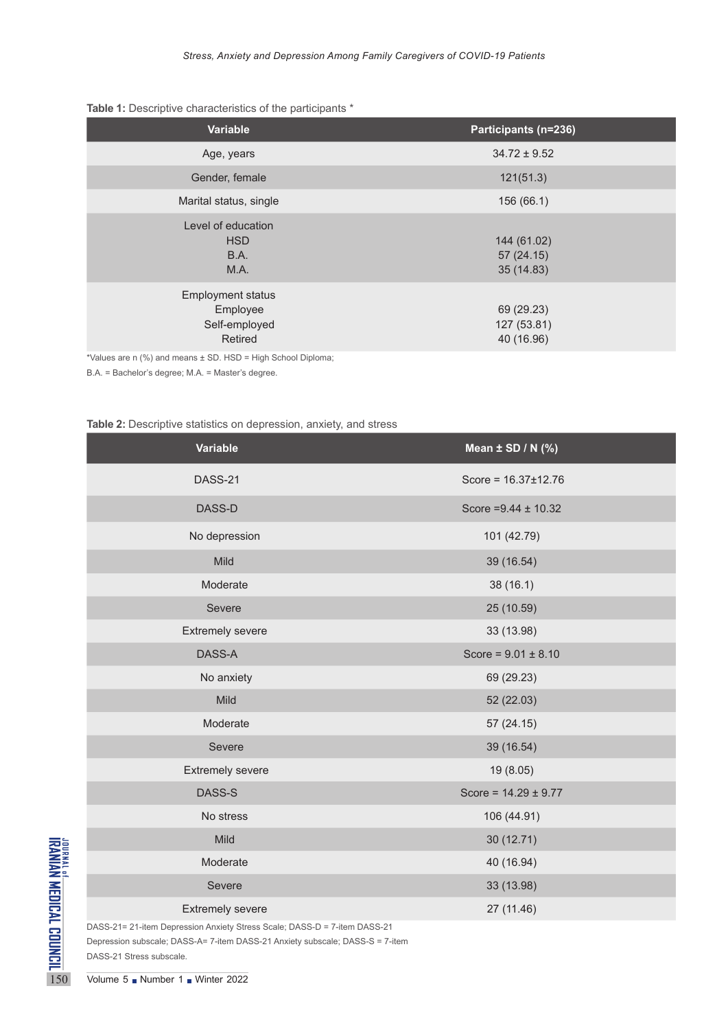**Table 1:** Descriptive characteristics of the participants *

| Variable | Participants (n=236) |
|---|---|
| Age, years | 34.72 ± 9.52 |
| Gender, female | 121(51.3) |
| Marital status, single | 156 (66.1) |
| Level of education | |
| HSD | 144 (61.02) |
| B.A. | 57 (24.15) |
| M.A. | 35 (14.83) |
| Employment status | |
| Employee | 69 (29.23) |
| Self-employed | 127 (53.81) |
| Retired | 40 (16.96) |

*Values are n (%) and means ± SD. HSD = High School Diploma;
B.A. = Bachelor's degree; M.A. = Master's degree.

**Table 2:** Descriptive statistics on depression, anxiety, and stress

| Variable | Mean ± SD / N (%) |
|---|---|
| DASS-21 | Score = 16.37±12.76 |
| DASS-D | Score =9.44 ± 10.32 |
| No depression | 101 (42.79) |
| Mild | 39 (16.54) |
| Moderate | 38 (16.1) |
| Severe | 25 (10.59) |
| Extremely severe | 33 (13.98) |
| DASS-A | Score = 9.01 ± 8.10 |
| No anxiety | 69 (29.23) |
| Mild | 52 (22.03) |
| Moderate | 57 (24.15) |
| Severe | 39 (16.54) |
| Extremely severe | 19 (8.05) |
| DASS-S | Score = 14.29 ± 9.77 |
| No stress | 106 (44.91) |
| Mild | 30 (12.71) |
| Moderate | 40 (16.94) |
| Severe | 33 (13.98) |
| Extremely severe | 27 (11.46) |

DASS-21= 21-item Depression Anxiety Stress Scale; DASS-D = 7-item DASS-21 Depression subscale; DASS-A= 7-item DASS-21 Anxiety subscale; DASS-S = 7-item DASS-21 Stress subscale.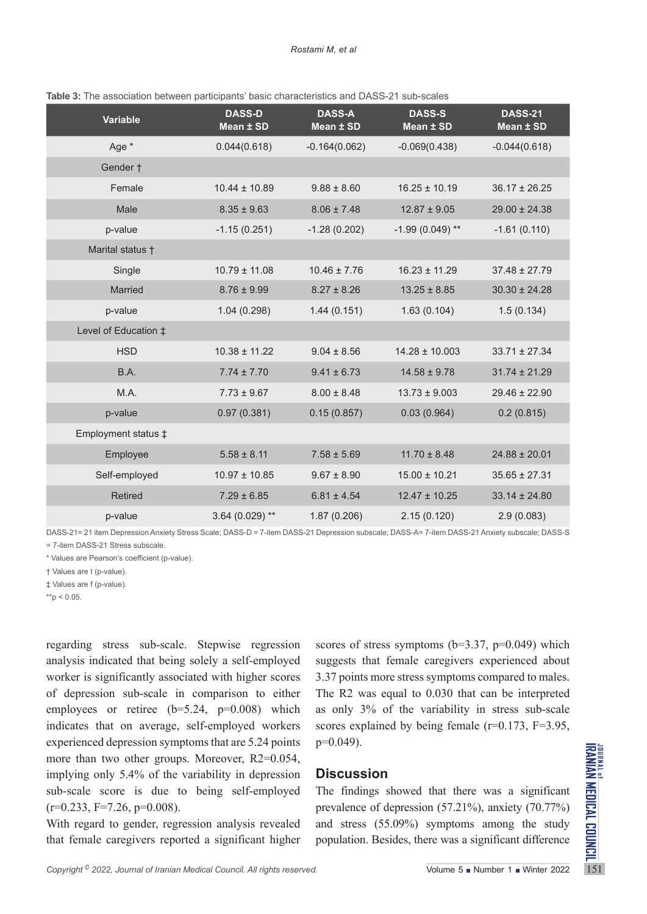**Table 3:** The association between participants' basic characteristics and DASS-21 sub-scales

| Variable | DASS-D Mean ± SD | DASS-A Mean ± SD | DASS-S Mean ± SD | DASS-21 Mean ± SD |
|---|---|---|---|---|
| Age * | 0.044(0.618) | -0.164(0.062) | -0.069(0.438) | -0.044(0.618) |
| Gender † | | | | |
| Female | 10.44 ± 10.89 | 9.88 ± 8.60 | 16.25 ± 10.19 | 36.17 ± 26.25 |
| Male | 8.35 ± 9.63 | 8.06 ± 7.48 | 12.87 ± 9.05 | 29.00 ± 24.38 |
| p-value | -1.15 (0.251) | -1.28 (0.202) | -1.99 (0.049) ** | -1.61 (0.110) |
| Marital status † | | | | |
| Single | 10.79 ± 11.08 | 10.46 ± 7.76 | 16.23 ± 11.29 | 37.48 ± 27.79 |
| Married | 8.76 ± 9.99 | 8.27 ± 8.26 | 13.25 ± 8.85 | 30.30 ± 24.28 |
| p-value | 1.04 (0.298) | 1.44 (0.151) | 1.63 (0.104) | 1.5 (0.134) |
| Level of Education ‡ | | | | |
| HSD | 10.38 ± 11.22 | 9.04 ± 8.56 | 14.28 ± 10.003 | 33.71 ± 27.34 |
| B.A. | 7.74 ± 7.70 | 9.41 ± 6.73 | 14.58 ± 9.78 | 31.74 ± 21.29 |
| M.A. | 7.73 ± 9.67 | 8.00 ± 8.48 | 13.73 ± 9.003 | 29.46 ± 22.90 |
| p-value | 0.97 (0.381) | 0.15 (0.857) | 0.03 (0.964) | 0.2 (0.815) |
| Employment status ‡ | | | | |
| Employee | 5.58 ± 8.11 | 7.58 ± 5.69 | 11.70 ± 8.48 | 24.88 ± 20.01 |
| Self-employed | 10.97 ± 10.85 | 9.67 ± 8.90 | 15.00 ± 10.21 | 35.65 ± 27.31 |
| Retired | 7.29 ± 6.85 | 6.81 ± 4.54 | 12.47 ± 10.25 | 33.14 ± 24.80 |
| p-value | 3.64 (0.029) ** | 1.87 (0.206) | 2.15 (0.120) | 2.9 (0.083) |

DASS-21= 21 item Depression Anxiety Stress Scale; DASS-D = 7-item DASS-21 Depression subscale; DASS-A= 7-item DASS-21 Anxiety subscale; DASS-S = 7-item DASS-21 Stress subscale.

\* Values are Pearson's coefficient (p-value).

† Values are t (p-value).

‡ Values are f (p-value).

**p < 0.05.

regarding stress sub-scale. Stepwise regression analysis indicated that being solely a self-employed worker is significantly associated with higher scores of depression sub-scale in comparison to either employees or retiree ($b=5.24$, $p=0.008$) which indicates that on average, self-employed workers experienced depression symptoms that are 5.24 points more than two other groups. Moreover, $R2=0.054$, implying only 5.4% of the variability in depression sub-scale score is due to being self-employed ($r=0.233$, $F=7.26$, $p=0.008$).

With regard to gender, regression analysis revealed that female caregivers reported a significant higher scores of stress symptoms ($b=3.37$, $p=0.049$) which suggests that female caregivers experienced about 3.37 points more stress symptoms compared to males. The R2 was equal to 0.030 that can be interpreted as only 3% of the variability in stress sub-scale scores explained by being female ($r=0.173$, $F=3.95$, $p=0.049$).

## Discussion

The findings showed that there was a significant prevalence of depression (57.21%), anxiety (70.77%) and stress (55.09%) symptoms among the study population. Besides, there was a significant difference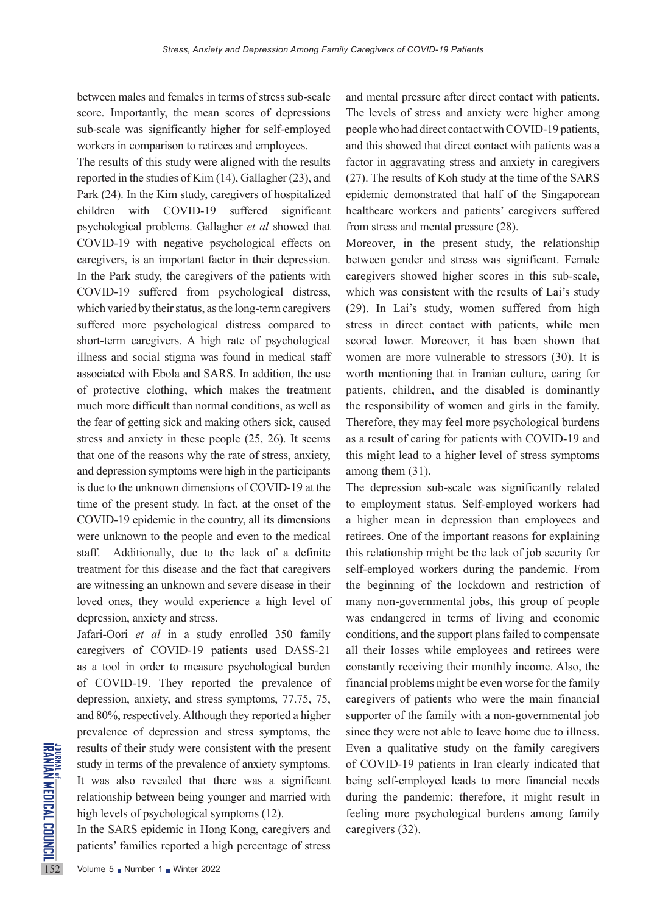between males and females in terms of stress sub-scale score. Importantly, the mean scores of depressions sub-scale was significantly higher for self-employed workers in comparison to retirees and employees.

The results of this study were aligned with the results reported in the studies of Kim (14), Gallagher (23), and Park (24). In the Kim study, caregivers of hospitalized children with COVID-19 suffered significant psychological problems. Gallagher *et al* showed that COVID-19 with negative psychological effects on caregivers, is an important factor in their depression. In the Park study, the caregivers of the patients with COVID-19 suffered from psychological distress, which varied by their status, as the long-term caregivers suffered more psychological distress compared to short-term caregivers. A high rate of psychological illness and social stigma was found in medical staff associated with Ebola and SARS. In addition, the use of protective clothing, which makes the treatment much more difficult than normal conditions, as well as the fear of getting sick and making others sick, caused stress and anxiety in these people (25, 26). It seems that one of the reasons why the rate of stress, anxiety, and depression symptoms were high in the participants is due to the unknown dimensions of COVID-19 at the time of the present study. In fact, at the onset of the COVID-19 epidemic in the country, all its dimensions were unknown to the people and even to the medical staff. Additionally, due to the lack of a definite treatment for this disease and the fact that caregivers are witnessing an unknown and severe disease in their loved ones, they would experience a high level of depression, anxiety and stress.

Jafari-Oori *et al* in a study enrolled 350 family caregivers of COVID-19 patients used DASS-21 as a tool in order to measure psychological burden of COVID-19. They reported the prevalence of depression, anxiety, and stress symptoms, 77.75, 75, and 80%, respectively. Although they reported a higher prevalence of depression and stress symptoms, the results of their study were consistent with the present study in terms of the prevalence of anxiety symptoms. It was also revealed that there was a significant relationship between being younger and married with high levels of psychological symptoms (12).

In the SARS epidemic in Hong Kong, caregivers and patients' families reported a high percentage of stress and mental pressure after direct contact with patients. The levels of stress and anxiety were higher among people who had direct contact with COVID-19 patients, and this showed that direct contact with patients was a factor in aggravating stress and anxiety in caregivers (27). The results of Koh study at the time of the SARS epidemic demonstrated that half of the Singaporean healthcare workers and patients' caregivers suffered from stress and mental pressure (28).

Moreover, in the present study, the relationship between gender and stress was significant. Female caregivers showed higher scores in this sub-scale, which was consistent with the results of Lai's study (29). In Lai's study, women suffered from high stress in direct contact with patients, while men scored lower. Moreover, it has been shown that women are more vulnerable to stressors (30). It is worth mentioning that in Iranian culture, caring for patients, children, and the disabled is dominantly the responsibility of women and girls in the family. Therefore, they may feel more psychological burdens as a result of caring for patients with COVID-19 and this might lead to a higher level of stress symptoms among them (31).

The depression sub-scale was significantly related to employment status. Self-employed workers had a higher mean in depression than employees and retirees. One of the important reasons for explaining this relationship might be the lack of job security for self-employed workers during the pandemic. From the beginning of the lockdown and restriction of many non-governmental jobs, this group of people was endangered in terms of living and economic conditions, and the support plans failed to compensate all their losses while employees and retirees were constantly receiving their monthly income. Also, the financial problems might be even worse for the family caregivers of patients who were the main financial supporter of the family with a non-governmental job since they were not able to leave home due to illness. Even a qualitative study on the family caregivers of COVID-19 patients in Iran clearly indicated that being self-employed leads to more financial needs during the pandemic; therefore, it might result in feeling more psychological burdens among family caregivers (32).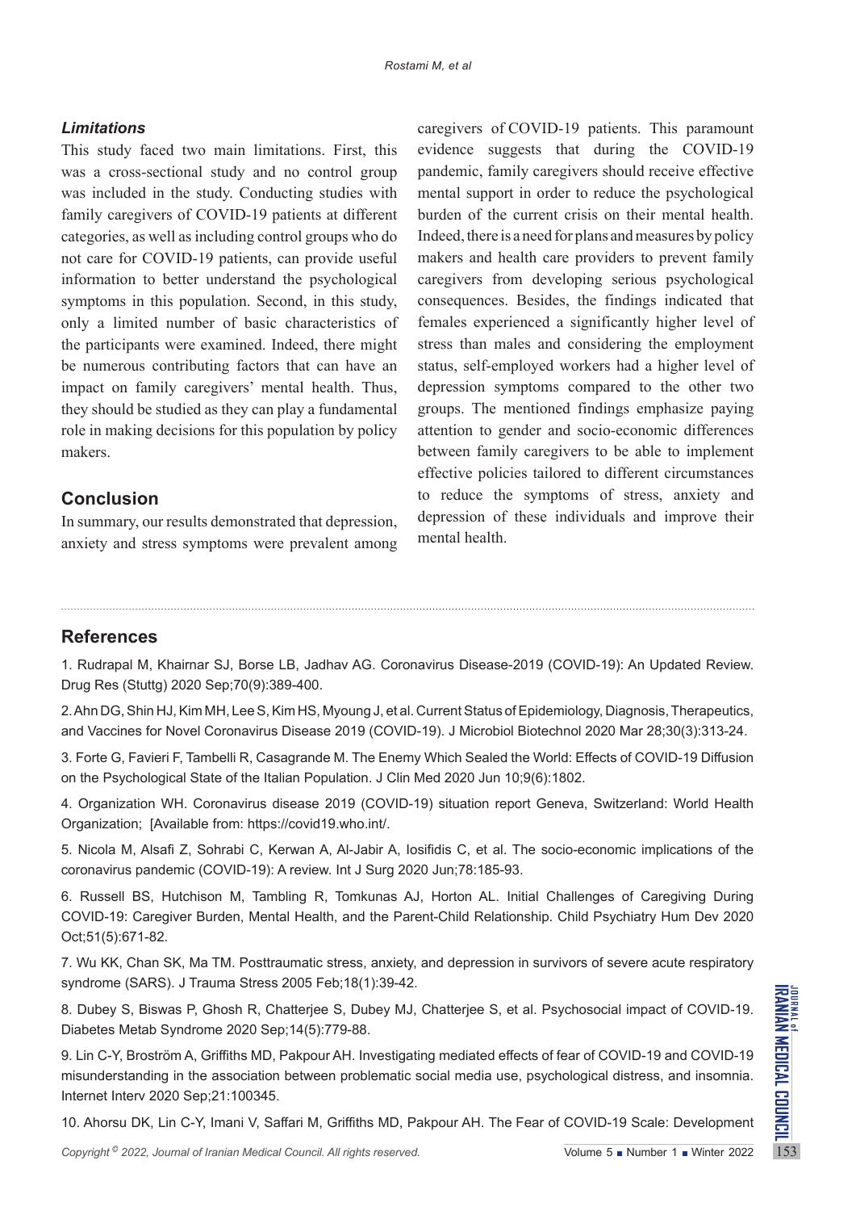### *Limitations*

This study faced two main limitations. First, this was a cross-sectional study and no control group was included in the study. Conducting studies with family caregivers of COVID-19 patients at different categories, as well as including control groups who do not care for COVID-19 patients, can provide useful information to better understand the psychological symptoms in this population. Second, in this study, only a limited number of basic characteristics of the participants were examined. Indeed, there might be numerous contributing factors that can have an impact on family caregivers' mental health. Thus, they should be studied as they can play a fundamental role in making decisions for this population by policy makers.

## Conclusion

In summary, our results demonstrated that depression, anxiety and stress symptoms were prevalent among caregivers of COVID-19 patients. This paramount evidence suggests that during the COVID-19 pandemic, family caregivers should receive effective mental support in order to reduce the psychological burden of the current crisis on their mental health. Indeed, there is a need for plans and measures by policy makers and health care providers to prevent family caregivers from developing serious psychological consequences. Besides, the findings indicated that females experienced a significantly higher level of stress than males and considering the employment status, self-employed workers had a higher level of depression symptoms compared to the other two groups. The mentioned findings emphasize paying attention to gender and socio-economic differences between family caregivers to be able to implement effective policies tailored to different circumstances to reduce the symptoms of stress, anxiety and depression of these individuals and improve their mental health.

## References

1. Rudrapal M, Khairnar SJ, Borse LB, Jadhav AG. Coronavirus Disease-2019 (COVID-19): An Updated Review. Drug Res (Stuttg) 2020 Sep;70(9):389-400.

2. Ahn DG, Shin HJ, Kim MH, Lee S, Kim HS, Myoung J, et al. Current Status of Epidemiology, Diagnosis, Therapeutics, and Vaccines for Novel Coronavirus Disease 2019 (COVID-19). J Microbiol Biotechnol 2020 Mar 28;30(3):313-24.

3. Forte G, Favieri F, Tambelli R, Casagrande M. The Enemy Which Sealed the World: Effects of COVID-19 Diffusion on the Psychological State of the Italian Population. J Clin Med 2020 Jun 10;9(6):1802.

4. Organization WH. Coronavirus disease 2019 (COVID-19) situation report Geneva, Switzerland: World Health Organization; [Available from: https://covid19.who.int/.

5. Nicola M, Alsafi Z, Sohrabi C, Kerwan A, Al-Jabir A, Iosifidis C, et al. The socio-economic implications of the coronavirus pandemic (COVID-19): A review. Int J Surg 2020 Jun;78:185-93.

6. Russell BS, Hutchison M, Tambling R, Tomkunas AJ, Horton AL. Initial Challenges of Caregiving During COVID-19: Caregiver Burden, Mental Health, and the Parent-Child Relationship. Child Psychiatry Hum Dev 2020 Oct;51(5):671-82.

7. Wu KK, Chan SK, Ma TM. Posttraumatic stress, anxiety, and depression in survivors of severe acute respiratory syndrome (SARS). J Trauma Stress 2005 Feb;18(1):39-42.

8. Dubey S, Biswas P, Ghosh R, Chatterjee S, Dubey MJ, Chatterjee S, et al. Psychosocial impact of COVID-19. Diabetes Metab Syndrome 2020 Sep;14(5):779-88.

9. Lin C-Y, Broström A, Griffiths MD, Pakpour AH. Investigating mediated effects of fear of COVID-19 and COVID-19 misunderstanding in the association between problematic social media use, psychological distress, and insomnia. Internet Interv 2020 Sep;21:100345.

10. Ahorsu DK, Lin C-Y, Imani V, Saffari M, Griffiths MD, Pakpour AH. The Fear of COVID-19 Scale: Development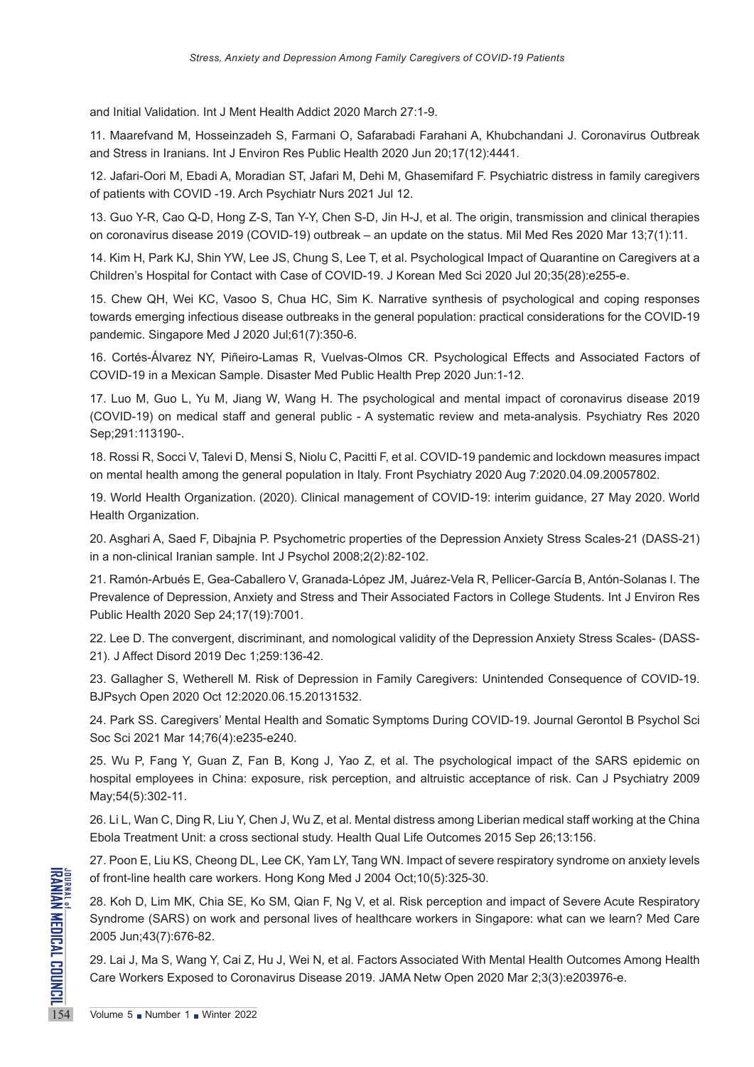and Initial Validation. Int J Ment Health Addict 2020 March 27:1-9.

11. Maarefvand M, Hosseinzadeh S, Farmani O, Safarabadi Farahani A, Khubchandani J. Coronavirus Outbreak and Stress in Iranians. Int J Environ Res Public Health 2020 Jun 20;17(12):4441.

12. Jafari-Oori M, Ebadi A, Moradian ST, Jafari M, Dehi M, Ghasemifard F. Psychiatric distress in family caregivers of patients with COVID -19. Arch Psychiatr Nurs 2021 Jul 12.

13. Guo Y-R, Cao Q-D, Hong Z-S, Tan Y-Y, Chen S-D, Jin H-J, et al. The origin, transmission and clinical therapies on coronavirus disease 2019 (COVID-19) outbreak – an update on the status. Mil Med Res 2020 Mar 13;7(1):11.

14. Kim H, Park KJ, Shin YW, Lee JS, Chung S, Lee T, et al. Psychological Impact of Quarantine on Caregivers at a Children's Hospital for Contact with Case of COVID-19. J Korean Med Sci 2020 Jul 20;35(28):e255-e.

15. Chew QH, Wei KC, Vasoo S, Chua HC, Sim K. Narrative synthesis of psychological and coping responses towards emerging infectious disease outbreaks in the general population: practical considerations for the COVID-19 pandemic. Singapore Med J 2020 Jul;61(7):350-6.

16. Cortés-Álvarez NY, Piñeiro-Lamas R, Vuelvas-Olmos CR. Psychological Effects and Associated Factors of COVID-19 in a Mexican Sample. Disaster Med Public Health Prep 2020 Jun:1-12.

17. Luo M, Guo L, Yu M, Jiang W, Wang H. The psychological and mental impact of coronavirus disease 2019 (COVID-19) on medical staff and general public - A systematic review and meta-analysis. Psychiatry Res 2020 Sep;291:113190-.

18. Rossi R, Socci V, Talevi D, Mensi S, Niolu C, Pacitti F, et al. COVID-19 pandemic and lockdown measures impact on mental health among the general population in Italy. Front Psychiatry 2020 Aug 7:2020.04.09.20057802.

19. World Health Organization. (2020). Clinical management of COVID-19: interim guidance, 27 May 2020. World Health Organization.

20. Asghari A, Saed F, Dibajnia P. Psychometric properties of the Depression Anxiety Stress Scales-21 (DASS-21) in a non-clinical Iranian sample. Int J Psychol 2008;2(2):82-102.

21. Ramón-Arbués E, Gea-Caballero V, Granada-López JM, Juárez-Vela R, Pellicer-García B, Antón-Solanas I. The Prevalence of Depression, Anxiety and Stress and Their Associated Factors in College Students. Int J Environ Res Public Health 2020 Sep 24;17(19):7001.

22. Lee D. The convergent, discriminant, and nomological validity of the Depression Anxiety Stress Scales- (DASS-21). J Affect Disord 2019 Dec 1;259:136-42.

23. Gallagher S, Wetherell M. Risk of Depression in Family Caregivers: Unintended Consequence of COVID-19. BJPsych Open 2020 Oct 12:2020.06.15.20131532.

24. Park SS. Caregivers' Mental Health and Somatic Symptoms During COVID-19. Journal Gerontol B Psychol Sci Soc Sci 2021 Mar 14;76(4):e235-e240.

25. Wu P, Fang Y, Guan Z, Fan B, Kong J, Yao Z, et al. The psychological impact of the SARS epidemic on hospital employees in China: exposure, risk perception, and altruistic acceptance of risk. Can J Psychiatry 2009 May;54(5):302-11.

26. Li L, Wan C, Ding R, Liu Y, Chen J, Wu Z, et al. Mental distress among Liberian medical staff working at the China Ebola Treatment Unit: a cross sectional study. Health Qual Life Outcomes 2015 Sep 26;13:156.

27. Poon E, Liu KS, Cheong DL, Lee CK, Yam LY, Tang WN. Impact of severe respiratory syndrome on anxiety levels of front-line health care workers. Hong Kong Med J 2004 Oct;10(5):325-30.

28. Koh D, Lim MK, Chia SE, Ko SM, Qian F, Ng V, et al. Risk perception and impact of Severe Acute Respiratory Syndrome (SARS) on work and personal lives of healthcare workers in Singapore: what can we learn? Med Care 2005 Jun;43(7):676-82.

29. Lai J, Ma S, Wang Y, Cai Z, Hu J, Wei N, et al. Factors Associated With Mental Health Outcomes Among Health Care Workers Exposed to Coronavirus Disease 2019. JAMA Netw Open 2020 Mar 2;3(3):e203976-e.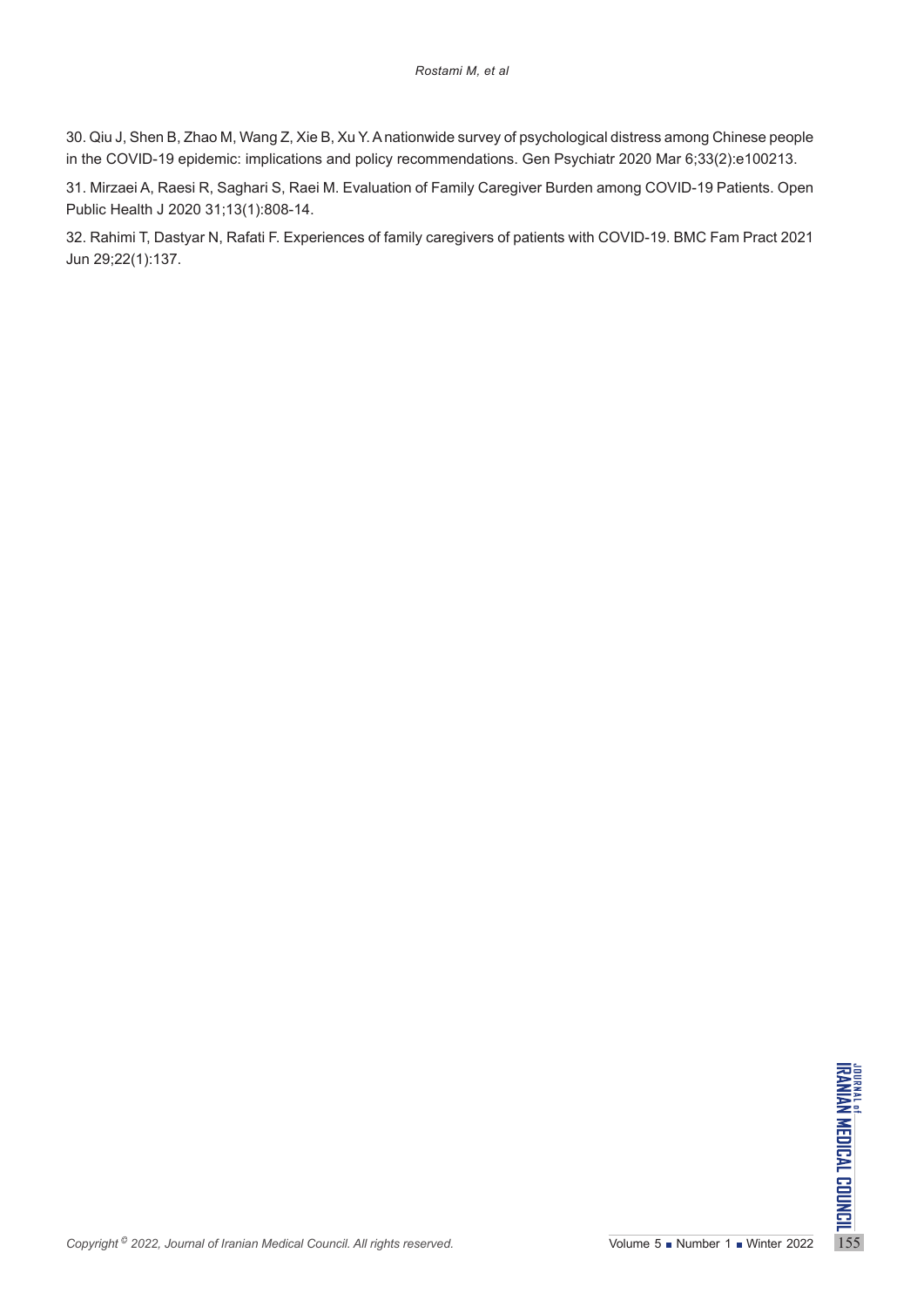30. Qiu J, Shen B, Zhao M, Wang Z, Xie B, Xu Y. A nationwide survey of psychological distress among Chinese people in the COVID-19 epidemic: implications and policy recommendations. Gen Psychiatr 2020 Mar 6;33(2):e100213.

31. Mirzaei A, Raesi R, Saghari S, Raei M. Evaluation of Family Caregiver Burden among COVID-19 Patients. Open Public Health J 2020 31;13(1):808-14.

32. Rahimi T, Dastyar N, Rafati F. Experiences of family caregivers of patients with COVID-19. BMC Fam Pract 2021 Jun 29;22(1):137.